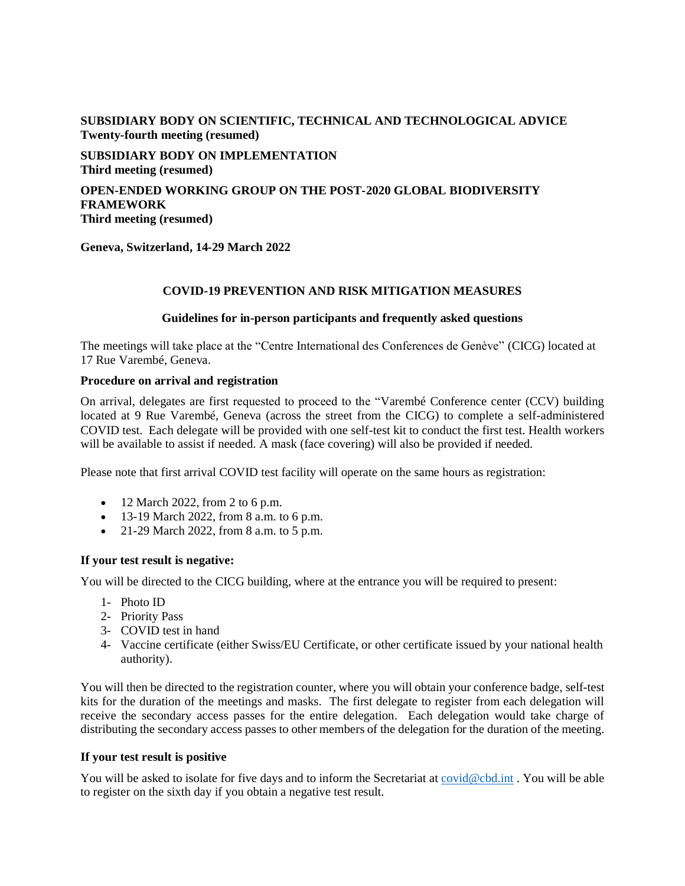**SUBSIDIARY BODY ON SCIENTIFIC, TECHNICAL AND TECHNOLOGICAL ADVICE**
**Twenty-fourth meeting (resumed)**

**SUBSIDIARY BODY ON IMPLEMENTATION**
**Third meeting (resumed)**

**OPEN-ENDED WORKING GROUP ON THE POST-2020 GLOBAL BIODIVERSITY FRAMEWORK**
**Third meeting (resumed)**

**Geneva, Switzerland, 14-29 March 2022**

# COVID-19 PREVENTION AND RISK MITIGATION MEASURES

## Guidelines for in-person participants and frequently asked questions

The meetings will take place at the "Centre International des Conferences de Genève" (CICG) located at 17 Rue Varembé, Geneva.

### Procedure on arrival and registration

On arrival, delegates are first requested to proceed to the "Varembé Conference center (CCV) building located at 9 Rue Varembé, Geneva (across the street from the CICG) to complete a self-administered COVID test. Each delegate will be provided with one self-test kit to conduct the first test. Health workers will be available to assist if needed. A mask (face covering) will also be provided if needed.

Please note that first arrival COVID test facility will operate on the same hours as registration:

- 12 March 2022, from 2 to 6 p.m.
- 13-19 March 2022, from 8 a.m. to 6 p.m.
- 21-29 March 2022, from 8 a.m. to 5 p.m.

### If your test result is negative:

You will be directed to the CICG building, where at the entrance you will be required to present:

1- Photo ID
2- Priority Pass
3- COVID test in hand
4- Vaccine certificate (either Swiss/EU Certificate, or other certificate issued by your national health authority).

You will then be directed to the registration counter, where you will obtain your conference badge, self-test kits for the duration of the meetings and masks. The first delegate to register from each delegation will receive the secondary access passes for the entire delegation. Each delegation would take charge of distributing the secondary access passes to other members of the delegation for the duration of the meeting.

### If your test result is positive

You will be asked to isolate for five days and to inform the Secretariat at covid@cbd.int . You will be able to register on the sixth day if you obtain a negative test result.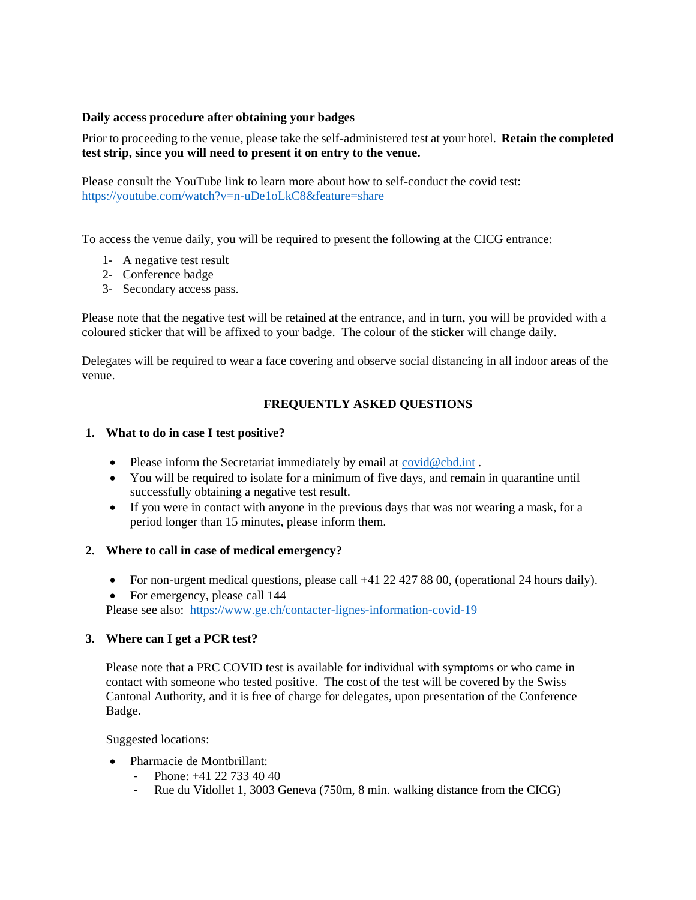**Daily access procedure after obtaining your badges**

Prior to proceeding to the venue, please take the self-administered test at your hotel. **Retain the completed test strip, since you will need to present it on entry to the venue.**

Please consult the YouTube link to learn more about how to self-conduct the covid test: https://youtube.com/watch?v=n-uDe1oLkC8&feature=share

To access the venue daily, you will be required to present the following at the CICG entrance:

1- A negative test result
2- Conference badge
3- Secondary access pass.

Please note that the negative test will be retained at the entrance, and in turn, you will be provided with a coloured sticker that will be affixed to your badge. The colour of the sticker will change daily.

Delegates will be required to wear a face covering and observe social distancing in all indoor areas of the venue.

## FREQUENTLY ASKED QUESTIONS

**1. What to do in case I test positive?**

- Please inform the Secretariat immediately by email at covid@cbd.int .
- You will be required to isolate for a minimum of five days, and remain in quarantine until successfully obtaining a negative test result.
- If you were in contact with anyone in the previous days that was not wearing a mask, for a period longer than 15 minutes, please inform them.

**2. Where to call in case of medical emergency?**

- For non-urgent medical questions, please call +41 22 427 88 00, (operational 24 hours daily).
- For emergency, please call 144

Please see also: https://www.ge.ch/contacter-lignes-information-covid-19

**3. Where can I get a PCR test?**

Please note that a PRC COVID test is available for individual with symptoms or who came in contact with someone who tested positive. The cost of the test will be covered by the Swiss Cantonal Authority, and it is free of charge for delegates, upon presentation of the Conference Badge.

Suggested locations:

- Pharmacie de Montbrillant:
  - Phone: +41 22 733 40 40
  - Rue du Vidollet 1, 3003 Geneva (750m, 8 min. walking distance from the CICG)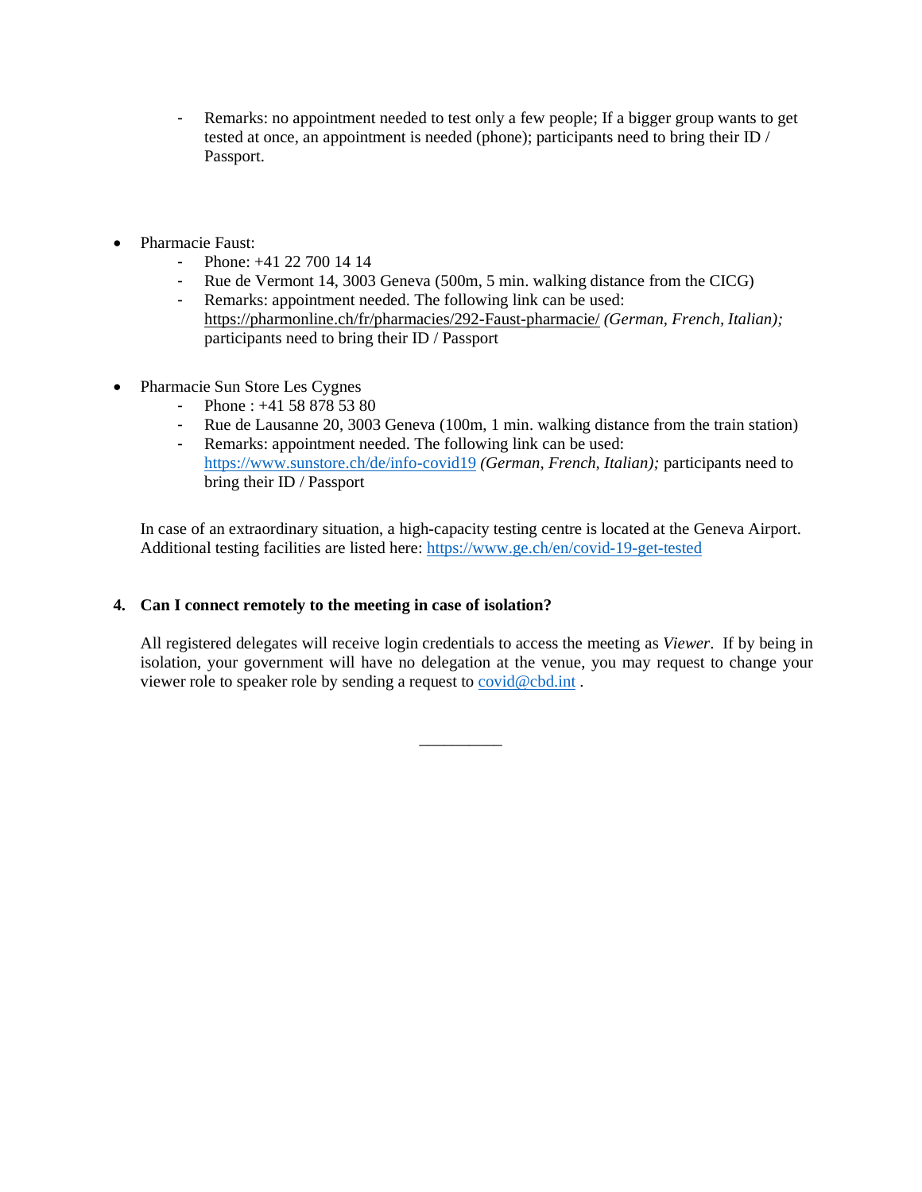- Remarks: no appointment needed to test only a few people; If a bigger group wants to get tested at once, an appointment is needed (phone); participants need to bring their ID / Passport.

- Pharmacie Faust:
  - Phone: +41 22 700 14 14
  - Rue de Vermont 14, 3003 Geneva (500m, 5 min. walking distance from the CICG)
  - Remarks: appointment needed. The following link can be used: https://pharmonline.ch/fr/pharmacies/292-Faust-pharmacie/ *(German, French, Italian);* participants need to bring their ID / Passport

- Pharmacie Sun Store Les Cygnes
  - Phone : +41 58 878 53 80
  - Rue de Lausanne 20, 3003 Geneva (100m, 1 min. walking distance from the train station)
  - Remarks: appointment needed. The following link can be used: https://www.sunstore.ch/de/info-covid19 *(German, French, Italian);* participants need to bring their ID / Passport

In case of an extraordinary situation, a high-capacity testing centre is located at the Geneva Airport. Additional testing facilities are listed here: https://www.ge.ch/en/covid-19-get-tested

**4. Can I connect remotely to the meeting in case of isolation?**

All registered delegates will receive login credentials to access the meeting as *Viewer*. If by being in isolation, your government will have no delegation at the venue, you may request to change your viewer role to speaker role by sending a request to covid@cbd.int .

__________